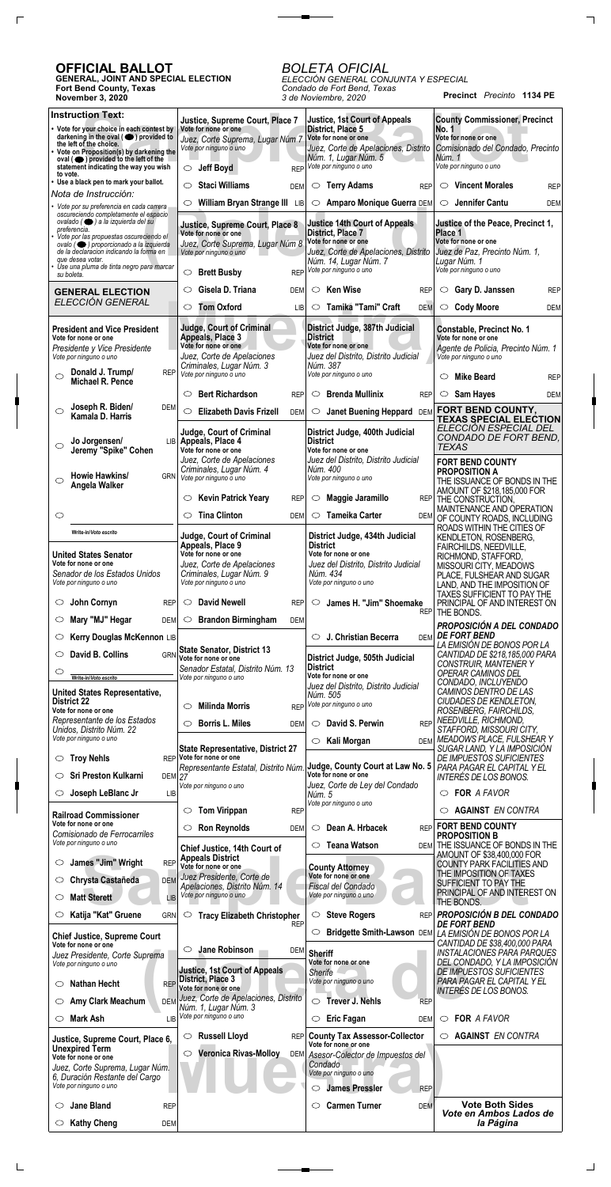# OFFICIAL BALLOT

**GENERAL, JOINT AND SPECIAL ELECTION**
**Fort Bend County, Texas**
**November 3, 2020**

*BOLETA OFICIAL*
*ELECCIÓN GENERAL CONJUNTA Y ESPECIAL*
*Condado de Fort Bend, Texas*
*3 de Noviembre, 2020*

**Precinct** *Precinto* **1134 PE**

**Instruction Text:**

- **Vote for your choice in each contest by darkening in the oval ( ⬤ ) provided to the left of the choice.**
- **Vote on Proposition(s) by darkening the oval ( ⬤ ) provided to the left of the statement indicating the way you wish to vote.**
- **Use a black pen to mark your ballot.**

*Nota de Instrucción:*

- *Vote por su preferencia en cada carrera oscureciendo completamente el espacio ovalado ( ⬤ ) a la izquierda del su preferencia.*
- *Vote por las propuestas oscureciendo el ovalo ( ⬤ ) proporcionado a la izquierda de la declaración indicando la forma en que desea votar.*
- *Use una pluma de tinta negro para marcar su boleta.*

## GENERAL ELECTION
*ELECCIÓN GENERAL*

**President and Vice President**
**Vote for none or one**
*Presidente y Vice Presidente*
*Vote por ninguno o uno*

- ○ **Donald J. Trump/ Michael R. Pence** REP
- ○ **Joseph R. Biden/ Kamala D. Harris** DEM
- ○ **Jo Jorgensen/ Jeremy "Spike" Cohen** LIB
- ○ **Howie Hawkins/ Angela Walker** GRN
- ○ Write-in/Voto escrito

**United States Senator**
**Vote for none or one**
*Senador de los Estados Unidos*
*Vote por ninguno o uno*

- ○ **John Cornyn** REP
- ○ **Mary "MJ" Hegar** DEM
- ○ **Kerry Douglas McKennon** LIB
- ○ **David B. Collins** GRN
- ○ Write-in/Voto escrito

**United States Representative, District 22**
**Vote for none or one**
*Representante de los Estados Unidos, Distrito Núm. 22*
*Vote por ninguno o uno*

- ○ **Troy Nehls** REP
- ○ **Sri Preston Kulkarni** DEM
- ○ **Joseph LeBlanc Jr** LIB

**Railroad Commissioner**
**Vote for none or one**
*Comisionado de Ferrocarriles*
*Vote por ninguno o uno*

- ○ **James "Jim" Wright** REP
- ○ **Chrysta Castañeda** DEM
- ○ **Matt Sterett** LIB
- ○ **Katija "Kat" Gruene** GRN

**Chief Justice, Supreme Court**
**Vote for none or one**
*Juez Presidente, Corte Suprema*
*Vote por ninguno o uno*

- ○ **Nathan Hecht** REP
- ○ **Amy Clark Meachum** DEM
- ○ **Mark Ash** LIB

**Justice, Supreme Court, Place 6, Unexpired Term**
**Vote for none or one**
*Juez, Corte Suprema, Lugar Núm. 6, Duración Restante del Cargo*
*Vote por ninguno o uno*

- ○ **Jane Bland** REP
- ○ **Kathy Cheng** DEM

**Justice, Supreme Court, Place 7**
**Vote for none or one**
*Juez, Corte Suprema, Lugar Núm 7*
*Vote por ninguno o uno*

- ○ **Jeff Boyd** REP
- ○ **Staci Williams** DEM
- ○ **William Bryan Strange III** LIB

**Justice, Supreme Court, Place 8**
**Vote for none or one**
*Juez, Corte Suprema, Lugar Núm 8*
*Vote por ninguno o uno*

- ○ **Brett Busby** REP
- ○ **Gisela D. Triana** DEM
- ○ **Tom Oxford** LIB

**Judge, Court of Criminal Appeals, Place 3**
**Vote for none or one**
*Juez, Corte de Apelaciones Criminales, Lugar Núm. 3*
*Vote por ninguno o uno*

- ○ **Bert Richardson** REP
- ○ **Elizabeth Davis Frizell** DEM

**Judge, Court of Criminal Appeals, Place 4**
**Vote for none or one**
*Juez, Corte de Apelaciones Criminales, Lugar Núm. 4*
*Vote por ninguno o uno*

- ○ **Kevin Patrick Yeary** REP
- ○ **Tina Clinton** DEM

**Judge, Court of Criminal Appeals, Place 9**
**Vote for none or one**
*Juez, Corte de Apelaciones Criminales, Lugar Núm. 9*
*Vote por ninguno o uno*

- ○ **David Newell** REP
- ○ **Brandon Birmingham** DEM

**State Senator, District 13**
**Vote for none or one**
*Senador Estatal, Distrito Núm. 13*
*Vote por ninguno o uno*

- ○ **Milinda Morris** REP
- ○ **Borris L. Miles** DEM

**State Representative, District 27**
**Vote for none or one**
*Representante Estatal, Distrito Núm. 27*
*Vote por ninguno o uno*

- ○ **Tom Virippan** REP
- ○ **Ron Reynolds** DEM

**Chief Justice, 14th Court of Appeals District**
**Vote for none or one**
*Juez Presidente, Corte de Apelaciones, Distrito Núm. 14*
*Vote por ninguno o uno*

- ○ **Tracy Elizabeth Christopher** REP
- ○ **Jane Robinson** DEM

**Justice, 1st Court of Appeals District, Place 3**
**Vote for none or one**
*Juez, Corte de Apelaciones, Distrito Núm. 1, Lugar Núm. 3*
*Vote por ninguno o uno*

- ○ **Russell Lloyd** REP
- ○ **Veronica Rivas-Molloy** DEM

**Justice, 1st Court of Appeals District, Place 5**
**Vote for none or one**
*Juez, Corte de Apelaciones, Distrito Núm. 1, Lugar Núm. 5*
*Vote por ninguno o uno*

- ○ **Terry Adams** REP
- ○ **Amparo Monique Guerra** DEM

**Justice 14th Court of Appeals District, Place 7**
**Vote for none or one**
*Juez, Corte de Apelaciones, Distrito Núm. 14, Lugar Núm. 7*
*Vote por ninguno o uno*

- ○ **Ken Wise** REP
- ○ **Tamika "Tami" Craft** DEM

**District Judge, 387th Judicial District**
**Vote for none or one**
*Juez del Distrito, Distrito Judicial Núm. 387*
*Vote por ninguno o uno*

- ○ **Brenda Mullinix** REP
- ○ **Janet Buening Heppard** DEM

**District Judge, 400th Judicial District**
**Vote for none or one**
*Juez del Distrito, Distrito Judicial Núm. 400*
*Vote por ninguno o uno*

- ○ **Maggie Jaramillo** REP
- ○ **Tameika Carter** DEM

**District Judge, 434th Judicial District**
**Vote for none or one**
*Juez del Distrito, Distrito Judicial Núm. 434*
*Vote por ninguno o uno*

- ○ **James H. "Jim" Shoemake** REP
- ○ **J. Christian Becerra** DEM

**District Judge, 505th Judicial District**
**Vote for none or one**
*Juez del Distrito, Distrito Judicial Núm. 505*
*Vote por ninguno o uno*

- ○ **David S. Perwin** REP
- ○ **Kali Morgan** DEM

**Judge, County Court at Law No. 5**
**Vote for none or one**
*Juez, Corte de Ley del Condado Núm. 5*
*Vote por ninguno o uno*

- ○ **Dean A. Hrbacek** REP
- ○ **Teana Watson** DEM

**County Attorney**
**Vote for none or one**
*Fiscal del Condado*
*Vote por ninguno o uno*

- ○ **Steve Rogers** REP
- ○ **Bridgette Smith-Lawson** DEM

**Sheriff**
**Vote for none or one**
*Sherife*
*Vote por ninguno o uno*

- ○ **Trever J. Nehls** REP
- ○ **Eric Fagan** DEM

**County Tax Assessor-Collector**
**Vote for none or one**
*Asesor-Colector de Impuestos del Condado*
*Vote por ninguno o uno*

- ○ **James Pressler** REP
- ○ **Carmen Turner** DEM

**County Commissioner, Precinct No. 1**
**Vote for none or one**
*Comisionado del Condado, Precinto Núm. 1*
*Vote por ninguno o uno*

- ○ **Vincent Morales** REP
- ○ **Jennifer Cantu** DEM

**Justice of the Peace, Precinct 1, Place 1**
**Vote for none or one**
*Juez de Paz, Precinto Núm. 1, Lugar Núm. 1*
*Vote por ninguno o uno*

- ○ **Gary D. Janssen** REP
- ○ **Cody Moore** DEM

**Constable, Precinct No. 1**
**Vote for none or one**
*Agente de Policia, Precinto Núm. 1*
*Vote por ninguno o uno*

- ○ **Mike Beard** REP
- ○ **Sam Hayes** DEM

## FORT BEND COUNTY, TEXAS SPECIAL ELECTION
*ELECCIÓN ESPECIAL DEL CONDADO DE FORT BEND, TEXAS*

**FORT BEND COUNTY PROPOSITION A**
THE ISSUANCE OF BONDS IN THE AMOUNT OF $218,185,000 FOR THE CONSTRUCTION, MAINTENANCE AND OPERATION OF COUNTY ROADS, INCLUDING ROADS WITHIN THE CITIES OF KENDLETON, ROSENBERG, FAIRCHILDS, NEEDVILLE, RICHMOND, STAFFORD, MISSOURI CITY, MEADOWS PLACE, FULSHEAR AND SUGAR LAND, AND THE IMPOSITION OF TAXES SUFFICIENT TO PAY THE PRINCIPAL OF AND INTEREST ON THE BONDS.

***PROPOSICIÓN A DEL CONDADO DE FORT BEND***
*LA EMISIÓN DE BONOS POR LA CANTIDAD DE $218,185,000 PARA CONSTRUIR, MANTENER Y OPERAR CAMINOS DEL CONDADO, INCLUYENDO CAMINOS DENTRO DE LAS CIUDADES DE KENDLETON, ROSENBERG, FAIRCHILDS, NEEDVILLE, RICHMOND, STAFFORD, MISSOURI CITY, MEADOWS PLACE, FULSHEAR Y SUGAR LAND, Y LA IMPOSICIÓN DE IMPUESTOS SUFICIENTES PARA PAGAR EL CAPITAL Y EL INTERÉS DE LOS BONOS.*

- ○ **FOR** *A FAVOR*
- ○ **AGAINST** *EN CONTRA*

**FORT BEND COUNTY PROPOSITION B**
THE ISSUANCE OF BONDS IN THE AMOUNT OF $38,400,000 FOR COUNTY PARK FACILITIES AND THE IMPOSITION OF TAXES SUFFICIENT TO PAY THE PRINCIPAL OF AND INTEREST ON THE BONDS.

***PROPOSICIÓN B DEL CONDADO DE FORT BEND***
*LA EMISIÓN DE BONOS POR LA CANTIDAD DE $38,400,000 PARA INSTALACIONES PARA PARQUES DEL CONDADO, Y LA IMPOSICIÓN DE IMPUESTOS SUFICIENTES PARA PAGAR EL CAPITAL Y EL INTERÉS DE LOS BONOS.*

- ○ **FOR** *A FAVOR*
- ○ **AGAINST** *EN CONTRA*

**Vote Both Sides**
***Vote en Ambos Lados de la Página***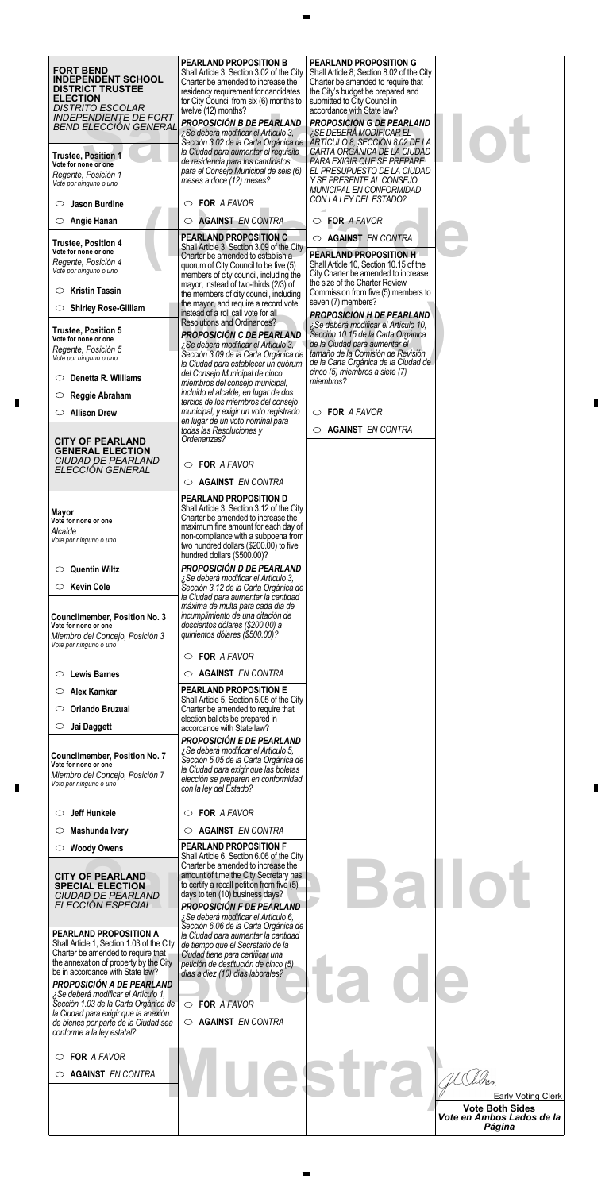## FORT BEND INDEPENDENT SCHOOL DISTRICT TRUSTEE ELECTION
*DISTRITO ESCOLAR INDEPENDIENTE DE FORT BEND ELECCIÓN GENERAL*

**Trustee, Position 1**
**Vote for none or one**
*Regente, Posición 1*
*Vote por ninguno o uno*

- Jason Burdine
- Angie Hanan

**Trustee, Position 4**
**Vote for none or one**
*Regente, Posición 4*
*Vote por ninguno o uno*

- Kristin Tassin
- Shirley Rose-Gilliam

**Trustee, Position 5**
**Vote for none or one**
*Regente, Posición 5*
*Vote por ninguno o uno*

- Denetta R. Williams
- Reggie Abraham
- Allison Drew

## CITY OF PEARLAND GENERAL ELECTION
*CIUDAD DE PEARLAND ELECCIÓN GENERAL*

**Mayor**
**Vote for none or one**
*Alcalde*
*Vote por ninguno o uno*

- Quentin Wiltz
- Kevin Cole

**Councilmember, Position No. 3**
**Vote for none or one**
*Miembro del Concejo, Posición 3*
*Vote por ninguno o uno*

- Lewis Barnes
- Alex Kamkar
- Orlando Bruzual
- Jai Daggett

**Councilmember, Position No. 7**
**Vote for none or one**
*Miembro del Concejo, Posición 7*
*Vote por ninguno o uno*

- Jeff Hunkele
- Mashunda Ivery
- Woody Owens

## CITY OF PEARLAND SPECIAL ELECTION
*CIUDAD DE PEARLAND ELECCIÓN ESPECIAL*

**PEARLAND PROPOSITION A**
Shall Article 1, Section 1.03 of the City Charter be amended to require that the annexation of property by the City be in accordance with State law?

***PROPOSICIÓN A DE PEARLAND***
*¿Se deberá modificar el Artículo 1, Sección 1.03 de la Carta Orgánica de la Ciudad para exigir que la anexión de bienes por parte de la Ciudad sea conforme a la ley estatal?*

- **FOR** *A FAVOR*
- **AGAINST** *EN CONTRA*

**PEARLAND PROPOSITION B**
Shall Article 3, Section 3.02 of the City Charter be amended to increase the residency requirement for candidates for City Council from six (6) months to twelve (12) months?

***PROPOSICIÓN B DE PEARLAND***
*¿Se deberá modificar el Artículo 3, Sección 3.02 de la Carta Orgánica de la Ciudad para aumentar el requisito de residencia para los candidatos para el Consejo Municipal de seis (6) meses a doce (12) meses?*

- **FOR** *A FAVOR*
- **AGAINST** *EN CONTRA*

**PEARLAND PROPOSITION C**
Shall Article 3, Section 3.09 of the City Charter be amended to establish a quorum of City Council to be five (5) members of city council, including the mayor, instead of two-thirds (2/3) of the members of city council, including the mayor, and require a record vote instead of a roll call vote for all Resolutions and Ordinances?

***PROPOSICIÓN C DE PEARLAND***
*¿Se deberá modificar el Artículo 3, Sección 3.09 de la Carta Orgánica de la Ciudad para establecer un quórum del Consejo Municipal de cinco miembros del consejo municipal, incluido el alcalde, en lugar de dos tercios de los miembros del consejo municipal, y exigir un voto registrado en lugar de un voto nominal para todas las Resoluciones y Ordenanzas?*

- **FOR** *A FAVOR*
- **AGAINST** *EN CONTRA*

**PEARLAND PROPOSITION D**
Shall Article 3, Section 3.12 of the City Charter be amended to increase the maximum fine amount for each day of non-compliance with a subpoena from two hundred dollars ($200.00) to five hundred dollars ($500.00)?

***PROPOSICIÓN D DE PEARLAND***
*¿Se deberá modificar el Artículo 3, Sección 3.12 de la Carta Orgánica de la Ciudad para aumentar la cantidad máxima de multa para cada día de incumplimiento de una citación de doscientos dólares ($200.00) a quinientos dólares ($500.00)?*

- **FOR** *A FAVOR*
- **AGAINST** *EN CONTRA*

**PEARLAND PROPOSITION E**
Shall Article 5, Section 5.05 of the City Charter be amended to require that election ballots be prepared in accordance with State law?

***PROPOSICIÓN E DE PEARLAND***
*¿Se deberá modificar el Artículo 5, Sección 5.05 de la Carta Orgánica de la Ciudad para exigir que las boletas elección se preparen en conformidad con la ley del Estado?*

- **FOR** *A FAVOR*
- **AGAINST** *EN CONTRA*

**PEARLAND PROPOSITION F**
Shall Article 6, Section 6.06 of the City Charter be amended to increase the amount of time the City Secretary has to certify a recall petition from five (5) days to ten (10) business days?

***PROPOSICIÓN F DE PEARLAND***
*¿Se deberá modificar el Artículo 6, Sección 6.06 de la Carta Orgánica de la Ciudad para aumentar la cantidad de tiempo que el Secretario de la Ciudad tiene para certificar una petición de destitución de cinco (5) días a diez (10) días laborales?*

- **FOR** *A FAVOR*
- **AGAINST** *EN CONTRA*

**PEARLAND PROPOSITION G**
Shall Article 8; Section 8.02 of the City Charter be amended to require that the City's budget be prepared and submitted to City Council in accordance with State law?

***PROPOSICIÓN G DE PEARLAND***
*¿SE DEBERÁ MODIFICAR EL ARTÍCULO 8, SECCIÓN 8.02 DE LA CARTA ORGÁNICA DE LA CIUDAD PARA EXIGIR QUE SE PREPARE EL PRESUPUESTO DE LA CIUDAD Y SE PRESENTE AL CONSEJO MUNICIPAL EN CONFORMIDAD CON LA LEY DEL ESTADO?*

- **FOR** *A FAVOR*
- **AGAINST** *EN CONTRA*

**PEARLAND PROPOSITION H**
Shall Article 10, Section 10.15 of the City Charter be amended to increase the size of the Charter Review Commission from five (5) members to seven (7) members?

***PROPOSICIÓN H DE PEARLAND***
*¿Se deberá modificar el Artículo 10, Sección 10.15 de la Carta Orgánica de la Ciudad para aumentar el tamaño de la Comisión de Revisión de la Carta Orgánica de la Ciudad de cinco (5) miembros a siete (7) miembros?*

- **FOR** *A FAVOR*
- **AGAINST** *EN CONTRA*

Early Voting Clerk

**Vote Both Sides**
***Vote en Ambos Lados de la Página***